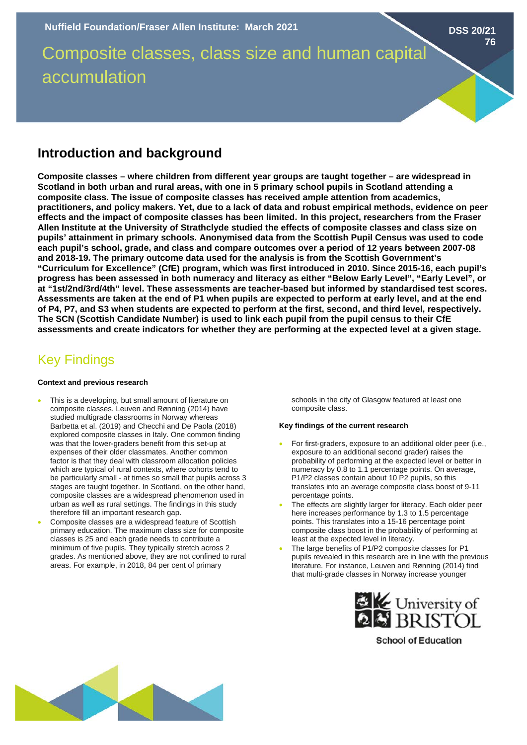Nuffield Foundation/Fraser Allen Institute: March 2021

DSS 20/21
76

# Composite classes, class size and human capital accumulation

## Introduction and background

**Composite classes – where children from different year groups are taught together – are widespread in Scotland in both urban and rural areas, with one in 5 primary school pupils in Scotland attending a composite class. The issue of composite classes has received ample attention from academics, practitioners, and policy makers. Yet, due to a lack of data and robust empirical methods, evidence on peer effects and the impact of composite classes has been limited. In this project, researchers from the Fraser Allen Institute at the University of Strathclyde studied the effects of composite classes and class size on pupils' attainment in primary schools. Anonymised data from the Scottish Pupil Census was used to code each pupil's school, grade, and class and compare outcomes over a period of 12 years between 2007-08 and 2018-19. The primary outcome data used for the analysis is from the Scottish Government's "Curriculum for Excellence" (CfE) program, which was first introduced in 2010. Since 2015-16, each pupil's progress has been assessed in both numeracy and literacy as either "Below Early Level", "Early Level", or at "1st/2nd/3rd/4th" level. These assessments are teacher-based but informed by standardised test scores. Assessments are taken at the end of P1 when pupils are expected to perform at early level, and at the end of P4, P7, and S3 when students are expected to perform at the first, second, and third level, respectively. The SCN (Scottish Candidate Number) is used to link each pupil from the pupil census to their CfE assessments and create indicators for whether they are performing at the expected level at a given stage.**

## Key Findings

**Context and previous research**

- This is a developing, but small amount of literature on composite classes. Leuven and Rønning (2014) have studied multigrade classrooms in Norway whereas Barbetta et al. (2019) and Checchi and De Paola (2018) explored composite classes in Italy. One common finding was that the lower-graders benefit from this set-up at expenses of their older classmates. Another common factor is that they deal with classroom allocation policies which are typical of rural contexts, where cohorts tend to be particularly small - at times so small that pupils across 3 stages are taught together. In Scotland, on the other hand, composite classes are a widespread phenomenon used in urban as well as rural settings. The findings in this study therefore fill an important research gap.
- Composite classes are a widespread feature of Scottish primary education. The maximum class size for composite classes is 25 and each grade needs to contribute a minimum of five pupils. They typically stretch across 2 grades. As mentioned above, they are not confined to rural areas. For example, in 2018, 84 per cent of primary schools in the city of Glasgow featured at least one composite class.

**Key findings of the current research**

- For first-graders, exposure to an additional older peer (i.e., exposure to an additional second grader) raises the probability of performing at the expected level or better in numeracy by 0.8 to 1.1 percentage points. On average, P1/P2 classes contain about 10 P2 pupils, so this translates into an average composite class boost of 9-11 percentage points.
- The effects are slightly larger for literacy. Each older peer here increases performance by 1.3 to 1.5 percentage points. This translates into a 15-16 percentage point composite class boost in the probability of performing at least at the expected level in literacy.
- The large benefits of P1/P2 composite classes for P1 pupils revealed in this research are in line with the previous literature. For instance, Leuven and Rønning (2014) find that multi-grade classes in Norway increase younger

University of BRISTOL
School of Education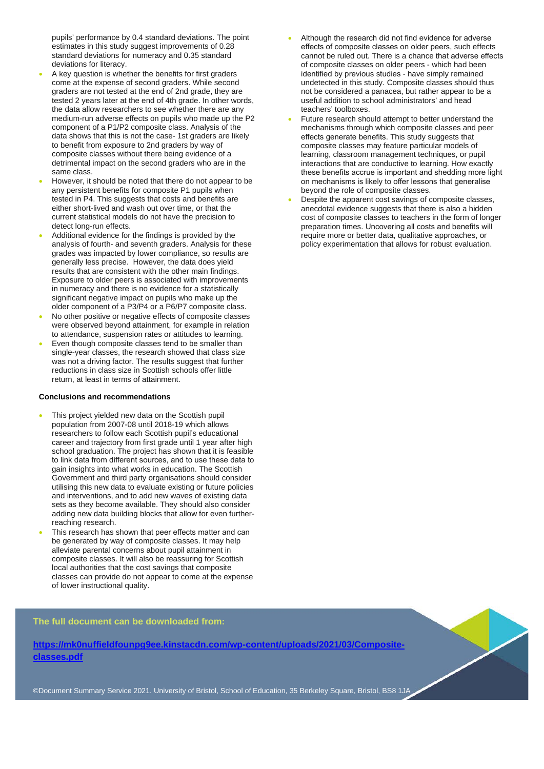pupils' performance by 0.4 standard deviations. The point estimates in this study suggest improvements of 0.28 standard deviations for numeracy and 0.35 standard deviations for literacy.

- A key question is whether the benefits for first graders come at the expense of second graders. While second graders are not tested at the end of 2nd grade, they are tested 2 years later at the end of 4th grade. In other words, the data allow researchers to see whether there are any medium-run adverse effects on pupils who made up the P2 component of a P1/P2 composite class. Analysis of the data shows that this is not the case- 1st graders are likely to benefit from exposure to 2nd graders by way of composite classes without there being evidence of a detrimental impact on the second graders who are in the same class.
- However, it should be noted that there do not appear to be any persistent benefits for composite P1 pupils when tested in P4. This suggests that costs and benefits are either short-lived and wash out over time, or that the current statistical models do not have the precision to detect long-run effects.
- Additional evidence for the findings is provided by the analysis of fourth- and seventh graders. Analysis for these grades was impacted by lower compliance, so results are generally less precise. However, the data does yield results that are consistent with the other main findings. Exposure to older peers is associated with improvements in numeracy and there is no evidence for a statistically significant negative impact on pupils who make up the older component of a P3/P4 or a P6/P7 composite class.
- No other positive or negative effects of composite classes were observed beyond attainment, for example in relation to attendance, suspension rates or attitudes to learning.
- Even though composite classes tend to be smaller than single-year classes, the research showed that class size was not a driving factor. The results suggest that further reductions in class size in Scottish schools offer little return, at least in terms of attainment.

**Conclusions and recommendations**

- This project yielded new data on the Scottish pupil population from 2007-08 until 2018-19 which allows researchers to follow each Scottish pupil's educational career and trajectory from first grade until 1 year after high school graduation. The project has shown that it is feasible to link data from different sources, and to use these data to gain insights into what works in education. The Scottish Government and third party organisations should consider utilising this new data to evaluate existing or future policies and interventions, and to add new waves of existing data sets as they become available. They should also consider adding new data building blocks that allow for even further-reaching research.
- This research has shown that peer effects matter and can be generated by way of composite classes. It may help alleviate parental concerns about pupil attainment in composite classes. It will also be reassuring for Scottish local authorities that the cost savings that composite classes can provide do not appear to come at the expense of lower instructional quality.
- Although the research did not find evidence for adverse effects of composite classes on older peers, such effects cannot be ruled out. There is a chance that adverse effects of composite classes on older peers - which had been identified by previous studies - have simply remained undetected in this study. Composite classes should thus not be considered a panacea, but rather appear to be a useful addition to school administrators' and head teachers' toolboxes.
- Future research should attempt to better understand the mechanisms through which composite classes and peer effects generate benefits. This study suggests that composite classes may feature particular models of learning, classroom management techniques, or pupil interactions that are conductive to learning. How exactly these benefits accrue is important and shedding more light on mechanisms is likely to offer lessons that generalise beyond the role of composite classes.
- Despite the apparent cost savings of composite classes, anecdotal evidence suggests that there is also a hidden cost of composite classes to teachers in the form of longer preparation times. Uncovering all costs and benefits will require more or better data, qualitative approaches, or policy experimentation that allows for robust evaluation.

**The full document can be downloaded from:**

[https://mk0nuffieldfounpg9ee.kinstacdn.com/wp-content/uploads/2021/03/Composite-classes.pdf](https://mk0nuffieldfounpg9ee.kinstacdn.com/wp-content/uploads/2021/03/Composite-classes.pdf)

©Document Summary Service 2021. University of Bristol, School of Education, 35 Berkeley Square, Bristol, BS8 1JA